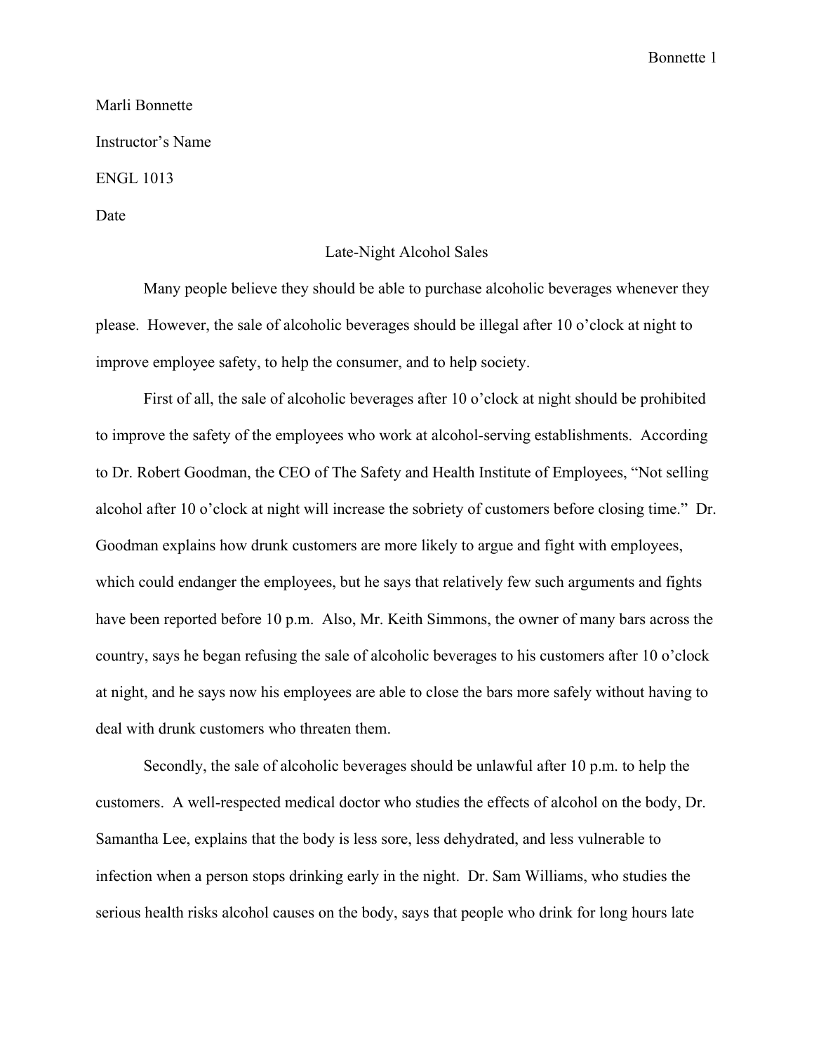Marli Bonnette

Instructor's Name

ENGL 1013

Date

# Late-Night Alcohol Sales

Many people believe they should be able to purchase alcoholic beverages whenever they please. However, the sale of alcoholic beverages should be illegal after 10 o'clock at night to improve employee safety, to help the consumer, and to help society.

First of all, the sale of alcoholic beverages after 10 o'clock at night should be prohibited to improve the safety of the employees who work at alcohol-serving establishments. According to Dr. Robert Goodman, the CEO of The Safety and Health Institute of Employees, "Not selling alcohol after 10 o'clock at night will increase the sobriety of customers before closing time." Dr. Goodman explains how drunk customers are more likely to argue and fight with employees, which could endanger the employees, but he says that relatively few such arguments and fights have been reported before 10 p.m. Also, Mr. Keith Simmons, the owner of many bars across the country, says he began refusing the sale of alcoholic beverages to his customers after 10 o'clock at night, and he says now his employees are able to close the bars more safely without having to deal with drunk customers who threaten them.

Secondly, the sale of alcoholic beverages should be unlawful after 10 p.m. to help the customers. A well-respected medical doctor who studies the effects of alcohol on the body, Dr. Samantha Lee, explains that the body is less sore, less dehydrated, and less vulnerable to infection when a person stops drinking early in the night. Dr. Sam Williams, who studies the serious health risks alcohol causes on the body, says that people who drink for long hours late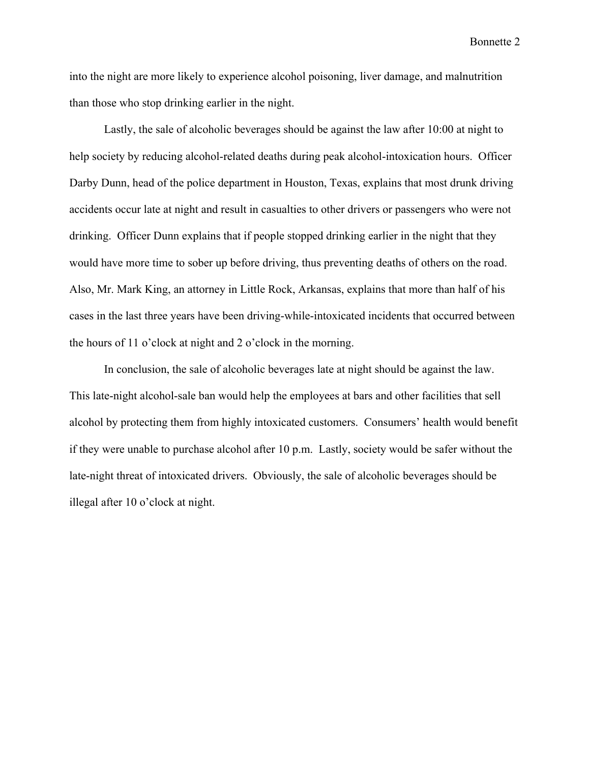into the night are more likely to experience alcohol poisoning, liver damage, and malnutrition than those who stop drinking earlier in the night.

Lastly, the sale of alcoholic beverages should be against the law after 10:00 at night to help society by reducing alcohol-related deaths during peak alcohol-intoxication hours. Officer Darby Dunn, head of the police department in Houston, Texas, explains that most drunk driving accidents occur late at night and result in casualties to other drivers or passengers who were not drinking. Officer Dunn explains that if people stopped drinking earlier in the night that they would have more time to sober up before driving, thus preventing deaths of others on the road. Also, Mr. Mark King, an attorney in Little Rock, Arkansas, explains that more than half of his cases in the last three years have been driving-while-intoxicated incidents that occurred between the hours of 11 o'clock at night and 2 o'clock in the morning.

In conclusion, the sale of alcoholic beverages late at night should be against the law. This late-night alcohol-sale ban would help the employees at bars and other facilities that sell alcohol by protecting them from highly intoxicated customers. Consumers' health would benefit if they were unable to purchase alcohol after 10 p.m. Lastly, society would be safer without the late-night threat of intoxicated drivers. Obviously, the sale of alcoholic beverages should be illegal after 10 o'clock at night.